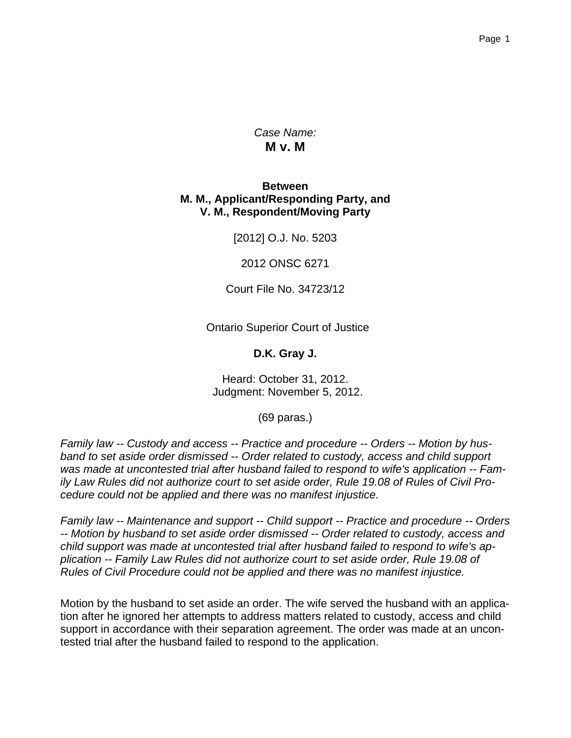*Case Name:*
**M v. M**

**Between**
**M. M., Applicant/Responding Party, and**
**V. M., Respondent/Moving Party**

[2012] O.J. No. 5203

2012 ONSC 6271

Court File No. 34723/12

Ontario Superior Court of Justice

**D.K. Gray J.**

Heard: October 31, 2012.
Judgment: November 5, 2012.

(69 paras.)

*Family law -- Custody and access -- Practice and procedure -- Orders -- Motion by husband to set aside order dismissed -- Order related to custody, access and child support was made at uncontested trial after husband failed to respond to wife's application -- Family Law Rules did not authorize court to set aside order, Rule 19.08 of Rules of Civil Procedure could not be applied and there was no manifest injustice.*

*Family law -- Maintenance and support -- Child support -- Practice and procedure -- Orders -- Motion by husband to set aside order dismissed -- Order related to custody, access and child support was made at uncontested trial after husband failed to respond to wife's application -- Family Law Rules did not authorize court to set aside order, Rule 19.08 of Rules of Civil Procedure could not be applied and there was no manifest injustice.*

Motion by the husband to set aside an order. The wife served the husband with an application after he ignored her attempts to address matters related to custody, access and child support in accordance with their separation agreement. The order was made at an uncontested trial after the husband failed to respond to the application.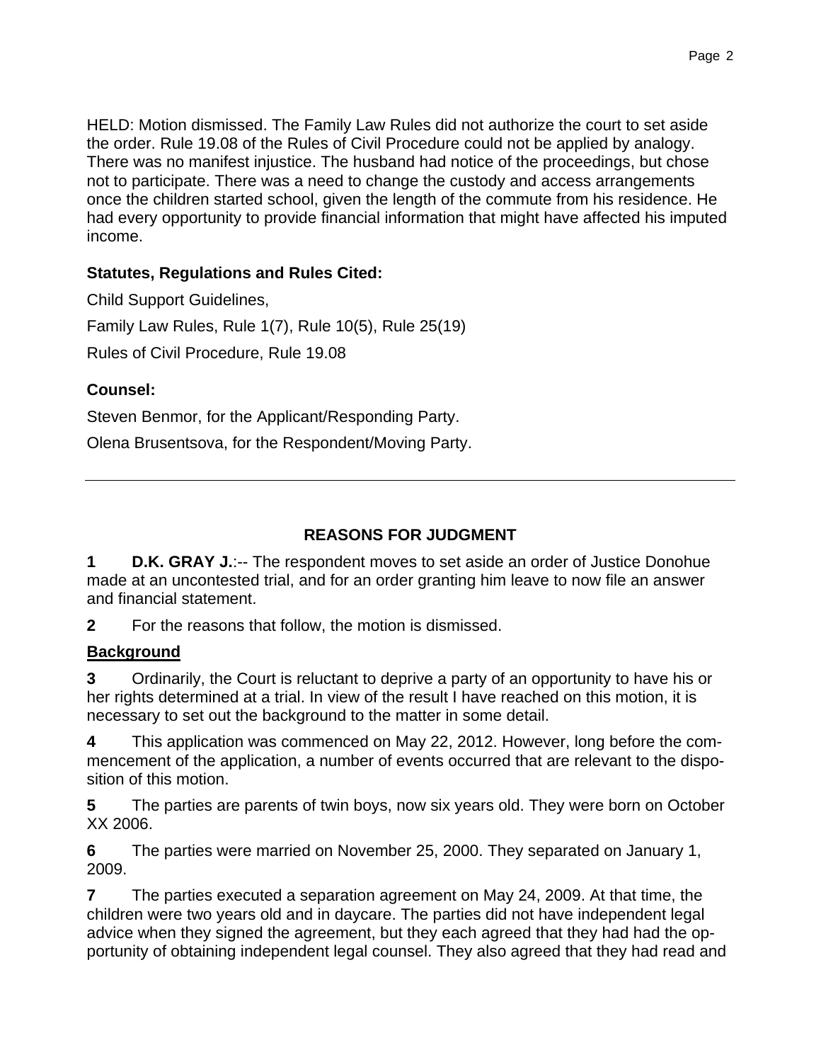HELD: Motion dismissed. The Family Law Rules did not authorize the court to set aside the order. Rule 19.08 of the Rules of Civil Procedure could not be applied by analogy. There was no manifest injustice. The husband had notice of the proceedings, but chose not to participate. There was a need to change the custody and access arrangements once the children started school, given the length of the commute from his residence. He had every opportunity to provide financial information that might have affected his imputed income.

**Statutes, Regulations and Rules Cited:**

Child Support Guidelines,

Family Law Rules, Rule 1(7), Rule 10(5), Rule 25(19)

Rules of Civil Procedure, Rule 19.08

**Counsel:**

Steven Benmor, for the Applicant/Responding Party.

Olena Brusentsova, for the Respondent/Moving Party.

---

## REASONS FOR JUDGMENT

**1** **D.K. GRAY J.**:-- The respondent moves to set aside an order of Justice Donohue made at an uncontested trial, and for an order granting him leave to now file an answer and financial statement.

**2** For the reasons that follow, the motion is dismissed.

### Background

**3** Ordinarily, the Court is reluctant to deprive a party of an opportunity to have his or her rights determined at a trial. In view of the result I have reached on this motion, it is necessary to set out the background to the matter in some detail.

**4** This application was commenced on May 22, 2012. However, long before the commencement of the application, a number of events occurred that are relevant to the disposition of this motion.

**5** The parties are parents of twin boys, now six years old. They were born on October XX 2006.

**6** The parties were married on November 25, 2000. They separated on January 1, 2009.

**7** The parties executed a separation agreement on May 24, 2009. At that time, the children were two years old and in daycare. The parties did not have independent legal advice when they signed the agreement, but they each agreed that they had had the opportunity of obtaining independent legal counsel. They also agreed that they had read and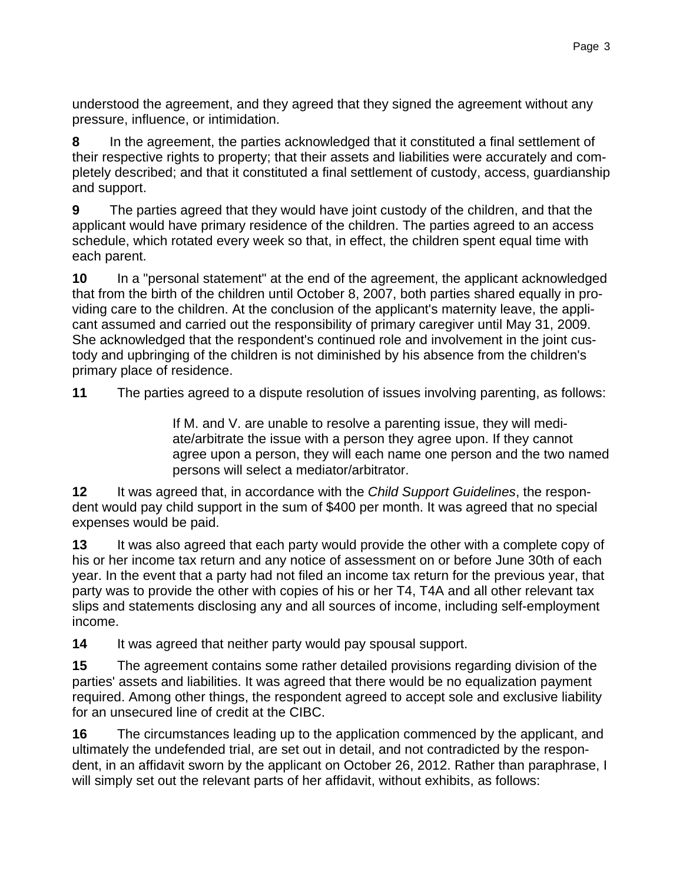understood the agreement, and they agreed that they signed the agreement without any pressure, influence, or intimidation.

**8** In the agreement, the parties acknowledged that it constituted a final settlement of their respective rights to property; that their assets and liabilities were accurately and completely described; and that it constituted a final settlement of custody, access, guardianship and support.

**9** The parties agreed that they would have joint custody of the children, and that the applicant would have primary residence of the children. The parties agreed to an access schedule, which rotated every week so that, in effect, the children spent equal time with each parent.

**10** In a "personal statement" at the end of the agreement, the applicant acknowledged that from the birth of the children until October 8, 2007, both parties shared equally in providing care to the children. At the conclusion of the applicant's maternity leave, the applicant assumed and carried out the responsibility of primary caregiver until May 31, 2009. She acknowledged that the respondent's continued role and involvement in the joint custody and upbringing of the children is not diminished by his absence from the children's primary place of residence.

**11** The parties agreed to a dispute resolution of issues involving parenting, as follows:

> If M. and V. are unable to resolve a parenting issue, they will mediate/arbitrate the issue with a person they agree upon. If they cannot agree upon a person, they will each name one person and the two named persons will select a mediator/arbitrator.

**12** It was agreed that, in accordance with the *Child Support Guidelines*, the respondent would pay child support in the sum of $400 per month. It was agreed that no special expenses would be paid.

**13** It was also agreed that each party would provide the other with a complete copy of his or her income tax return and any notice of assessment on or before June 30th of each year. In the event that a party had not filed an income tax return for the previous year, that party was to provide the other with copies of his or her T4, T4A and all other relevant tax slips and statements disclosing any and all sources of income, including self-employment income.

**14** It was agreed that neither party would pay spousal support.

**15** The agreement contains some rather detailed provisions regarding division of the parties' assets and liabilities. It was agreed that there would be no equalization payment required. Among other things, the respondent agreed to accept sole and exclusive liability for an unsecured line of credit at the CIBC.

**16** The circumstances leading up to the application commenced by the applicant, and ultimately the undefended trial, are set out in detail, and not contradicted by the respondent, in an affidavit sworn by the applicant on October 26, 2012. Rather than paraphrase, I will simply set out the relevant parts of her affidavit, without exhibits, as follows: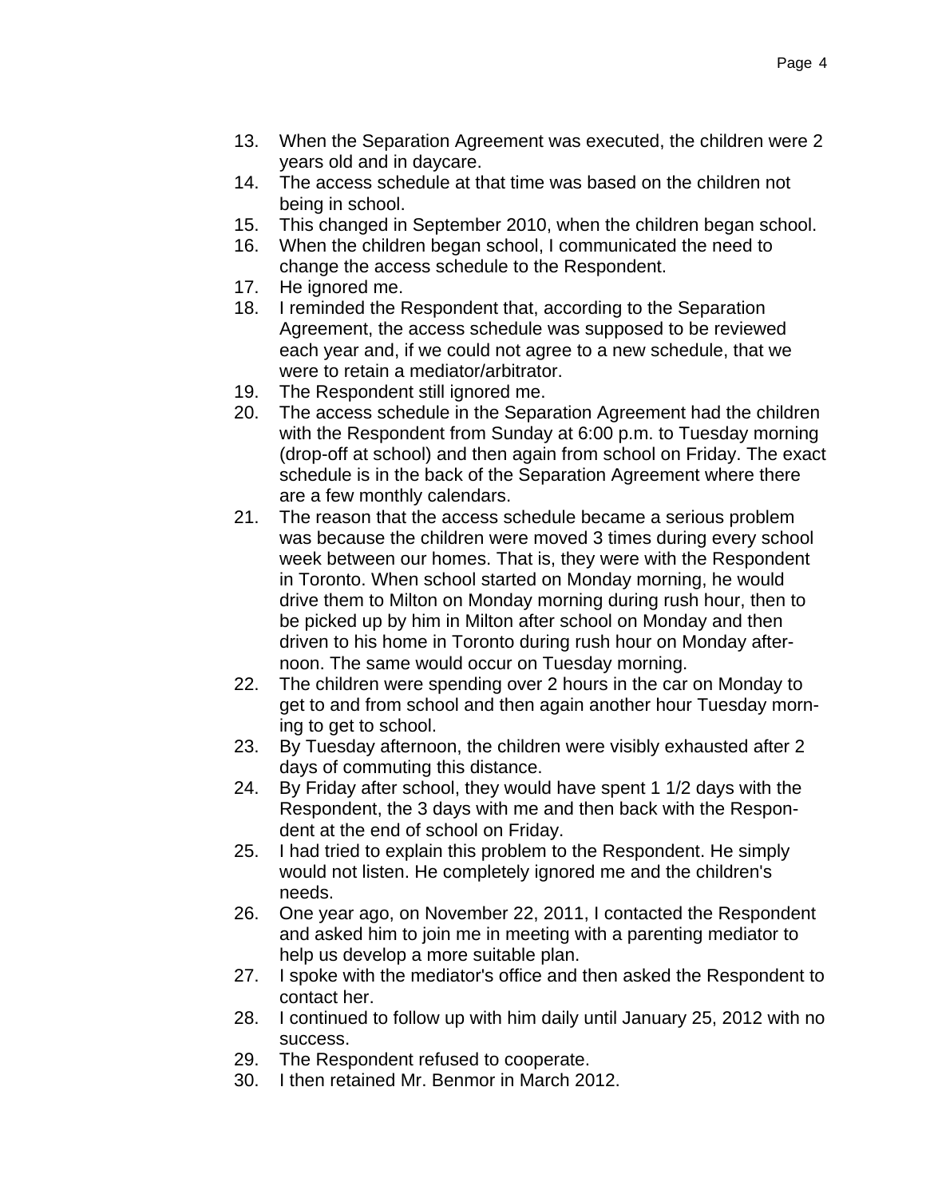13. When the Separation Agreement was executed, the children were 2 years old and in daycare.
14. The access schedule at that time was based on the children not being in school.
15. This changed in September 2010, when the children began school.
16. When the children began school, I communicated the need to change the access schedule to the Respondent.
17. He ignored me.
18. I reminded the Respondent that, according to the Separation Agreement, the access schedule was supposed to be reviewed each year and, if we could not agree to a new schedule, that we were to retain a mediator/arbitrator.
19. The Respondent still ignored me.
20. The access schedule in the Separation Agreement had the children with the Respondent from Sunday at 6:00 p.m. to Tuesday morning (drop-off at school) and then again from school on Friday. The exact schedule is in the back of the Separation Agreement where there are a few monthly calendars.
21. The reason that the access schedule became a serious problem was because the children were moved 3 times during every school week between our homes. That is, they were with the Respondent in Toronto. When school started on Monday morning, he would drive them to Milton on Monday morning during rush hour, then to be picked up by him in Milton after school on Monday and then driven to his home in Toronto during rush hour on Monday afternoon. The same would occur on Tuesday morning.
22. The children were spending over 2 hours in the car on Monday to get to and from school and then again another hour Tuesday morning to get to school.
23. By Tuesday afternoon, the children were visibly exhausted after 2 days of commuting this distance.
24. By Friday after school, they would have spent 1 1/2 days with the Respondent, the 3 days with me and then back with the Respondent at the end of school on Friday.
25. I had tried to explain this problem to the Respondent. He simply would not listen. He completely ignored me and the children's needs.
26. One year ago, on November 22, 2011, I contacted the Respondent and asked him to join me in meeting with a parenting mediator to help us develop a more suitable plan.
27. I spoke with the mediator's office and then asked the Respondent to contact her.
28. I continued to follow up with him daily until January 25, 2012 with no success.
29. The Respondent refused to cooperate.
30. I then retained Mr. Benmor in March 2012.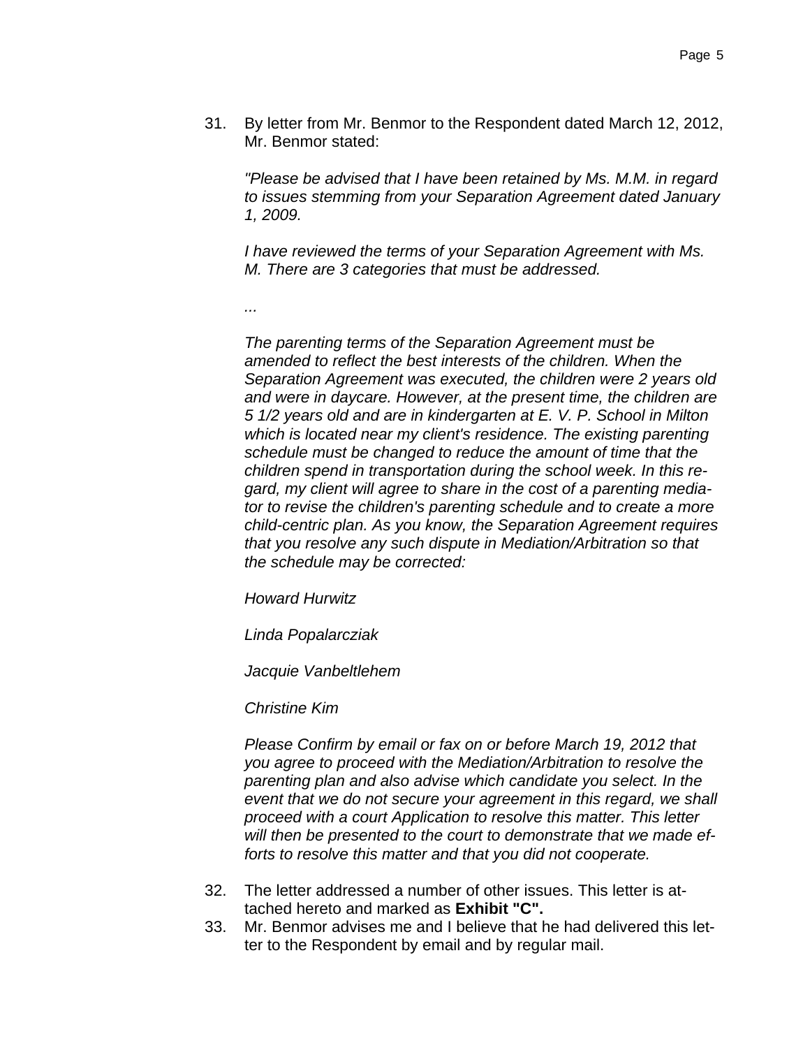31. By letter from Mr. Benmor to the Respondent dated March 12, 2012, Mr. Benmor stated:

    *"Please be advised that I have been retained by Ms. M.M. in regard to issues stemming from your Separation Agreement dated January 1, 2009.*

    *I have reviewed the terms of your Separation Agreement with Ms. M. There are 3 categories that must be addressed.*

    *...*

    *The parenting terms of the Separation Agreement must be amended to reflect the best interests of the children. When the Separation Agreement was executed, the children were 2 years old and were in daycare. However, at the present time, the children are 5 1/2 years old and are in kindergarten at E. V. P. School in Milton which is located near my client's residence. The existing parenting schedule must be changed to reduce the amount of time that the children spend in transportation during the school week. In this regard, my client will agree to share in the cost of a parenting mediator to revise the children's parenting schedule and to create a more child-centric plan. As you know, the Separation Agreement requires that you resolve any such dispute in Mediation/Arbitration so that the schedule may be corrected:*

    *Howard Hurwitz*

    *Linda Popalarcziak*

    *Jacquie Vanbeltlehem*

    *Christine Kim*

    *Please Confirm by email or fax on or before March 19, 2012 that you agree to proceed with the Mediation/Arbitration to resolve the parenting plan and also advise which candidate you select. In the event that we do not secure your agreement in this regard, we shall proceed with a court Application to resolve this matter. This letter will then be presented to the court to demonstrate that we made efforts to resolve this matter and that you did not cooperate.*

32. The letter addressed a number of other issues. This letter is attached hereto and marked as **Exhibit "C".**
33. Mr. Benmor advises me and I believe that he had delivered this letter to the Respondent by email and by regular mail.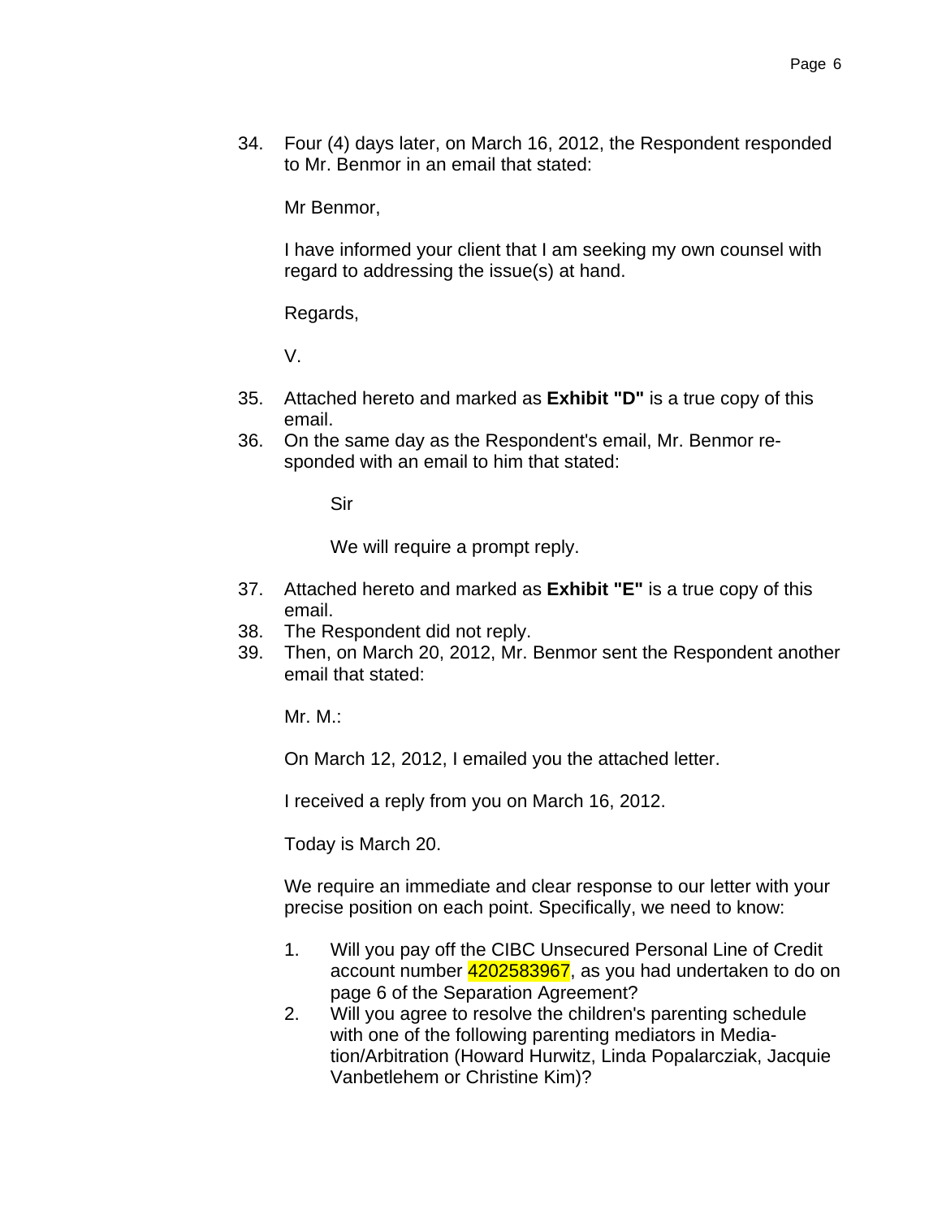34. Four (4) days later, on March 16, 2012, the Respondent responded to Mr. Benmor in an email that stated:

    Mr Benmor,

    I have informed your client that I am seeking my own counsel with regard to addressing the issue(s) at hand.

    Regards,

    V.

35. Attached hereto and marked as **Exhibit "D"** is a true copy of this email.
36. On the same day as the Respondent's email, Mr. Benmor responded with an email to him that stated:

    Sir

    We will require a prompt reply.

37. Attached hereto and marked as **Exhibit "E"** is a true copy of this email.
38. The Respondent did not reply.
39. Then, on March 20, 2012, Mr. Benmor sent the Respondent another email that stated:

    Mr. M.:

    On March 12, 2012, I emailed you the attached letter.

    I received a reply from you on March 16, 2012.

    Today is March 20.

    We require an immediate and clear response to our letter with your precise position on each point. Specifically, we need to know:

    1. Will you pay off the CIBC Unsecured Personal Line of Credit account number 4202583967, as you had undertaken to do on page 6 of the Separation Agreement?
    2. Will you agree to resolve the children's parenting schedule with one of the following parenting mediators in Mediation/Arbitration (Howard Hurwitz, Linda Popalarcziak, Jacquie Vanbetlehem or Christine Kim)?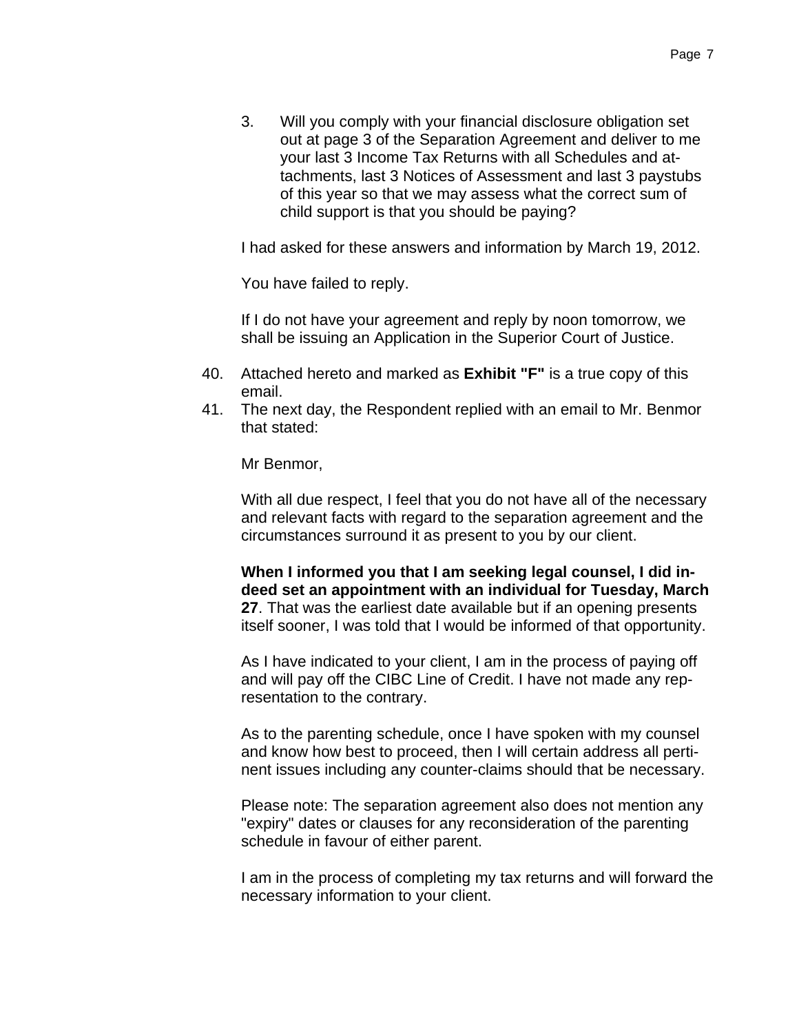3. Will you comply with your financial disclosure obligation set out at page 3 of the Separation Agreement and deliver to me your last 3 Income Tax Returns with all Schedules and attachments, last 3 Notices of Assessment and last 3 paystubs of this year so that we may assess what the correct sum of child support is that you should be paying?

I had asked for these answers and information by March 19, 2012.

You have failed to reply.

If I do not have your agreement and reply by noon tomorrow, we shall be issuing an Application in the Superior Court of Justice.

40. Attached hereto and marked as **Exhibit "F"** is a true copy of this email.
41. The next day, the Respondent replied with an email to Mr. Benmor that stated:

Mr Benmor,

With all due respect, I feel that you do not have all of the necessary and relevant facts with regard to the separation agreement and the circumstances surround it as present to you by our client.

**When I informed you that I am seeking legal counsel, I did indeed set an appointment with an individual for Tuesday, March 27**. That was the earliest date available but if an opening presents itself sooner, I was told that I would be informed of that opportunity.

As I have indicated to your client, I am in the process of paying off and will pay off the CIBC Line of Credit. I have not made any representation to the contrary.

As to the parenting schedule, once I have spoken with my counsel and know how best to proceed, then I will certain address all pertinent issues including any counter-claims should that be necessary.

Please note: The separation agreement also does not mention any "expiry" dates or clauses for any reconsideration of the parenting schedule in favour of either parent.

I am in the process of completing my tax returns and will forward the necessary information to your client.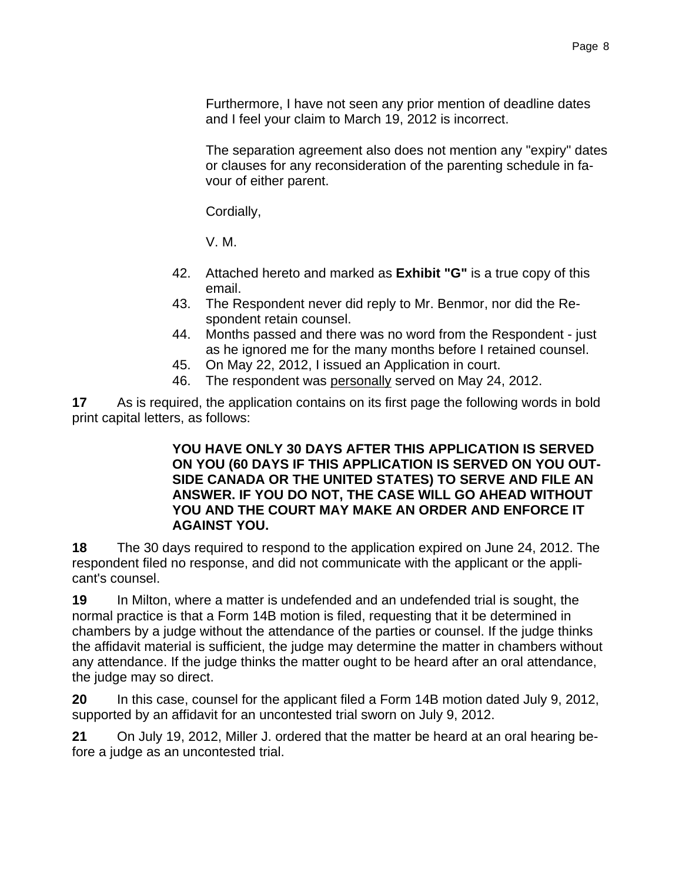> Furthermore, I have not seen any prior mention of deadline dates and I feel your claim to March 19, 2012 is incorrect.
>
> The separation agreement also does not mention any "expiry" dates or clauses for any reconsideration of the parenting schedule in favour of either parent.
>
> Cordially,
>
> V. M.
>
> 42. Attached hereto and marked as **Exhibit "G"** is a true copy of this email.
> 43. The Respondent never did reply to Mr. Benmor, nor did the Respondent retain counsel.
> 44. Months passed and there was no word from the Respondent - just as he ignored me for the many months before I retained counsel.
> 45. On May 22, 2012, I issued an Application in court.
> 46. The respondent was <u>personally</u> served on May 24, 2012.

**17** As is required, the application contains on its first page the following words in bold print capital letters, as follows:

> **YOU HAVE ONLY 30 DAYS AFTER THIS APPLICATION IS SERVED ON YOU (60 DAYS IF THIS APPLICATION IS SERVED ON YOU OUTSIDE CANADA OR THE UNITED STATES) TO SERVE AND FILE AN ANSWER. IF YOU DO NOT, THE CASE WILL GO AHEAD WITHOUT YOU AND THE COURT MAY MAKE AN ORDER AND ENFORCE IT AGAINST YOU.**

**18** The 30 days required to respond to the application expired on June 24, 2012. The respondent filed no response, and did not communicate with the applicant or the applicant's counsel.

**19** In Milton, where a matter is undefended and an undefended trial is sought, the normal practice is that a Form 14B motion is filed, requesting that it be determined in chambers by a judge without the attendance of the parties or counsel. If the judge thinks the affidavit material is sufficient, the judge may determine the matter in chambers without any attendance. If the judge thinks the matter ought to be heard after an oral attendance, the judge may so direct.

**20** In this case, counsel for the applicant filed a Form 14B motion dated July 9, 2012, supported by an affidavit for an uncontested trial sworn on July 9, 2012.

**21** On July 19, 2012, Miller J. ordered that the matter be heard at an oral hearing before a judge as an uncontested trial.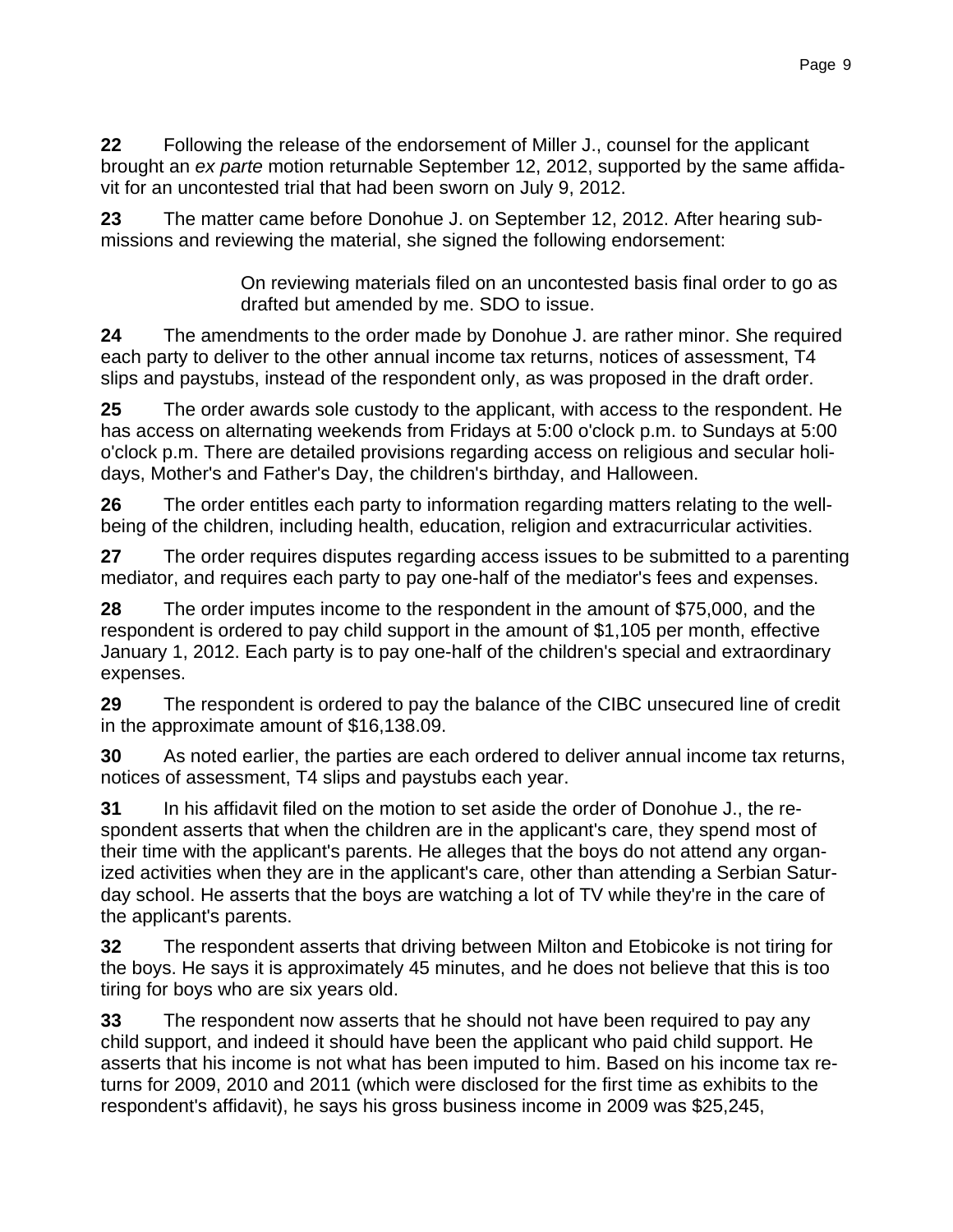**22** Following the release of the endorsement of Miller J., counsel for the applicant brought an *ex parte* motion returnable September 12, 2012, supported by the same affidavit for an uncontested trial that had been sworn on July 9, 2012.

**23** The matter came before Donohue J. on September 12, 2012. After hearing submissions and reviewing the material, she signed the following endorsement:

> On reviewing materials filed on an uncontested basis final order to go as drafted but amended by me. SDO to issue.

**24** The amendments to the order made by Donohue J. are rather minor. She required each party to deliver to the other annual income tax returns, notices of assessment, T4 slips and paystubs, instead of the respondent only, as was proposed in the draft order.

**25** The order awards sole custody to the applicant, with access to the respondent. He has access on alternating weekends from Fridays at 5:00 o'clock p.m. to Sundays at 5:00 o'clock p.m. There are detailed provisions regarding access on religious and secular holidays, Mother's and Father's Day, the children's birthday, and Halloween.

**26** The order entitles each party to information regarding matters relating to the well-being of the children, including health, education, religion and extracurricular activities.

**27** The order requires disputes regarding access issues to be submitted to a parenting mediator, and requires each party to pay one-half of the mediator's fees and expenses.

**28** The order imputes income to the respondent in the amount of $75,000, and the respondent is ordered to pay child support in the amount of $1,105 per month, effective January 1, 2012. Each party is to pay one-half of the children's special and extraordinary expenses.

**29** The respondent is ordered to pay the balance of the CIBC unsecured line of credit in the approximate amount of $16,138.09.

**30** As noted earlier, the parties are each ordered to deliver annual income tax returns, notices of assessment, T4 slips and paystubs each year.

**31** In his affidavit filed on the motion to set aside the order of Donohue J., the respondent asserts that when the children are in the applicant's care, they spend most of their time with the applicant's parents. He alleges that the boys do not attend any organized activities when they are in the applicant's care, other than attending a Serbian Saturday school. He asserts that the boys are watching a lot of TV while they're in the care of the applicant's parents.

**32** The respondent asserts that driving between Milton and Etobicoke is not tiring for the boys. He says it is approximately 45 minutes, and he does not believe that this is too tiring for boys who are six years old.

**33** The respondent now asserts that he should not have been required to pay any child support, and indeed it should have been the applicant who paid child support. He asserts that his income is not what has been imputed to him. Based on his income tax returns for 2009, 2010 and 2011 (which were disclosed for the first time as exhibits to the respondent's affidavit), he says his gross business income in 2009 was $25,245,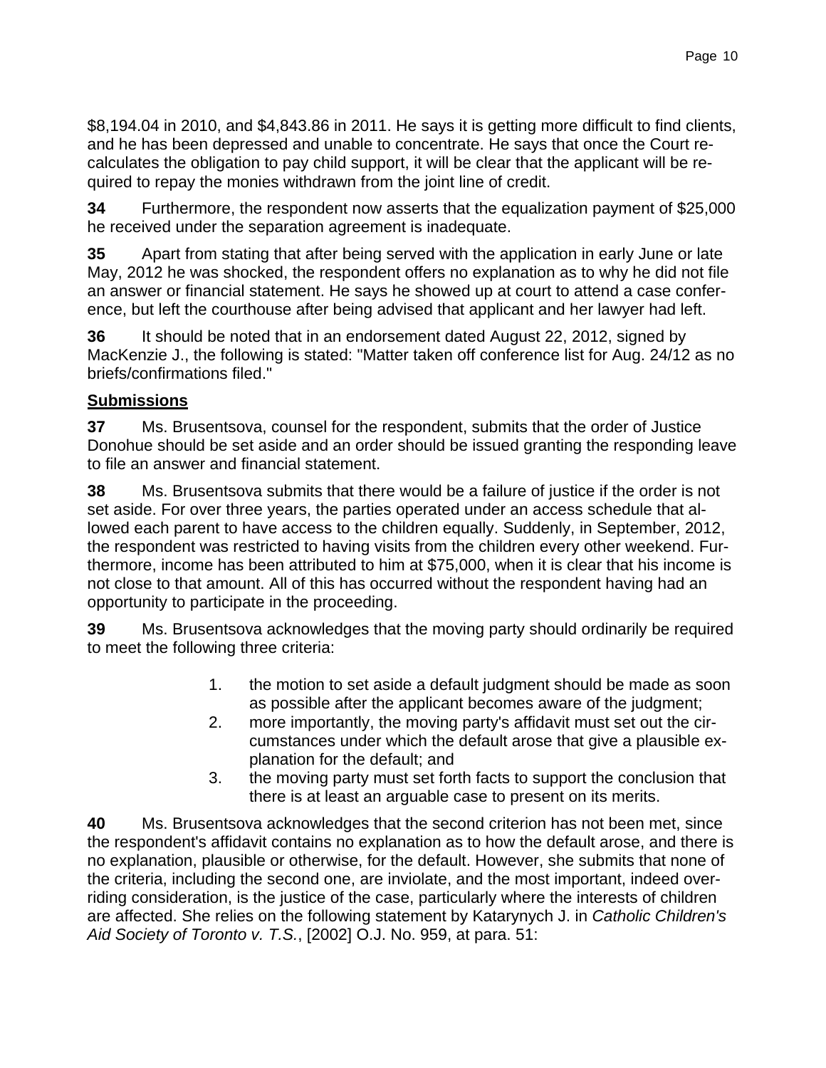$8,194.04 in 2010, and $4,843.86 in 2011. He says it is getting more difficult to find clients, and he has been depressed and unable to concentrate. He says that once the Court re-calculates the obligation to pay child support, it will be clear that the applicant will be required to repay the monies withdrawn from the joint line of credit.

**34** Furthermore, the respondent now asserts that the equalization payment of $25,000 he received under the separation agreement is inadequate.

**35** Apart from stating that after being served with the application in early June or late May, 2012 he was shocked, the respondent offers no explanation as to why he did not file an answer or financial statement. He says he showed up at court to attend a case conference, but left the courthouse after being advised that applicant and her lawyer had left.

**36** It should be noted that in an endorsement dated August 22, 2012, signed by MacKenzie J., the following is stated: "Matter taken off conference list for Aug. 24/12 as no briefs/confirmations filed."

**Submissions**

**37** Ms. Brusentsova, counsel for the respondent, submits that the order of Justice Donohue should be set aside and an order should be issued granting the responding leave to file an answer and financial statement.

**38** Ms. Brusentsova submits that there would be a failure of justice if the order is not set aside. For over three years, the parties operated under an access schedule that allowed each parent to have access to the children equally. Suddenly, in September, 2012, the respondent was restricted to having visits from the children every other weekend. Furthermore, income has been attributed to him at $75,000, when it is clear that his income is not close to that amount. All of this has occurred without the respondent having had an opportunity to participate in the proceeding.

**39** Ms. Brusentsova acknowledges that the moving party should ordinarily be required to meet the following three criteria:

1. the motion to set aside a default judgment should be made as soon as possible after the applicant becomes aware of the judgment;
2. more importantly, the moving party's affidavit must set out the circumstances under which the default arose that give a plausible explanation for the default; and
3. the moving party must set forth facts to support the conclusion that there is at least an arguable case to present on its merits.

**40** Ms. Brusentsova acknowledges that the second criterion has not been met, since the respondent's affidavit contains no explanation as to how the default arose, and there is no explanation, plausible or otherwise, for the default. However, she submits that none of the criteria, including the second one, are inviolate, and the most important, indeed overriding consideration, is the justice of the case, particularly where the interests of children are affected. She relies on the following statement by Katarynych J. in *Catholic Children's Aid Society of Toronto v. T.S.*, [2002] O.J. No. 959, at para. 51: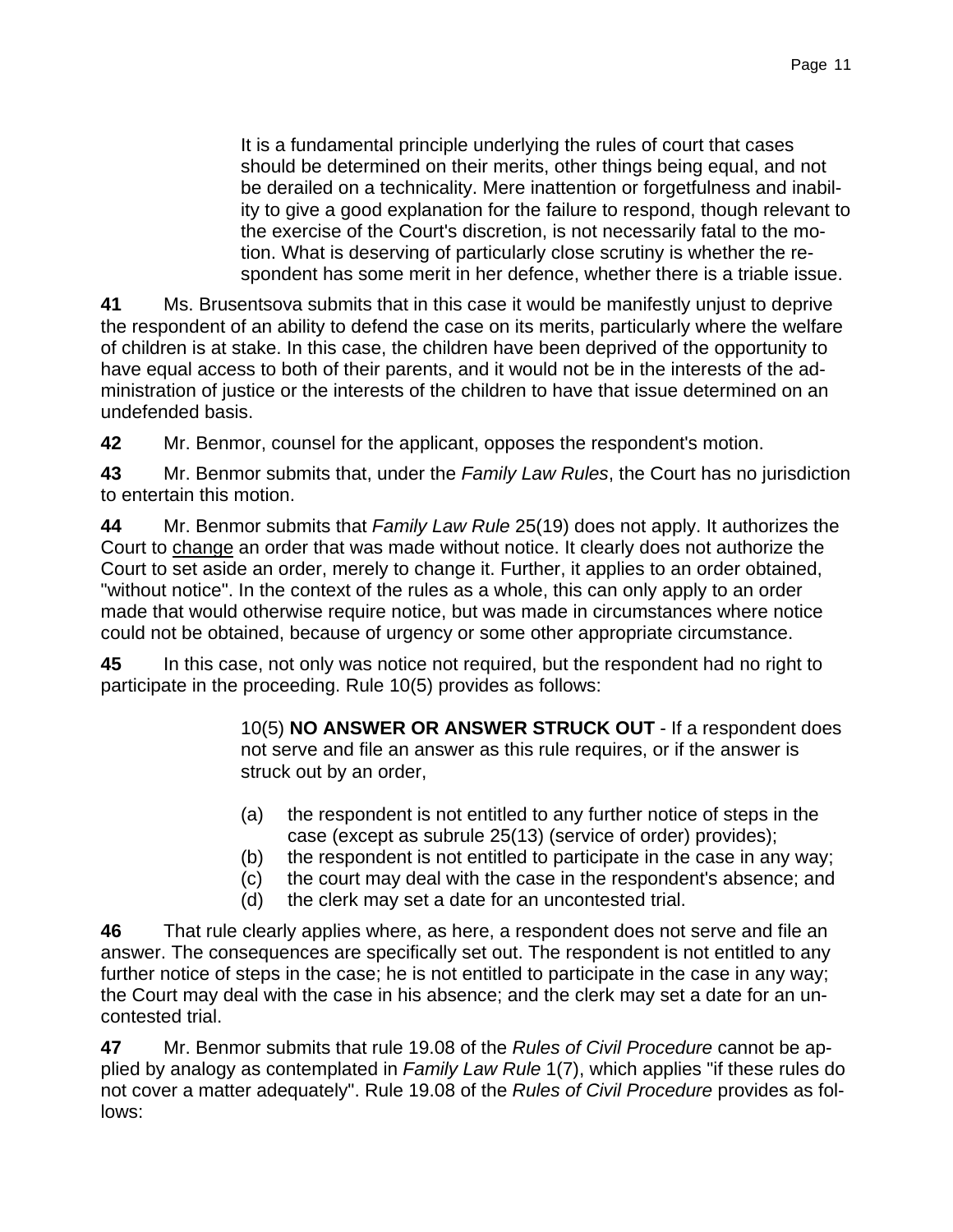> It is a fundamental principle underlying the rules of court that cases should be determined on their merits, other things being equal, and not be derailed on a technicality. Mere inattention or forgetfulness and inability to give a good explanation for the failure to respond, though relevant to the exercise of the Court's discretion, is not necessarily fatal to the motion. What is deserving of particularly close scrutiny is whether the respondent has some merit in her defence, whether there is a triable issue.

**41** Ms. Brusentsova submits that in this case it would be manifestly unjust to deprive the respondent of an ability to defend the case on its merits, particularly where the welfare of children is at stake. In this case, the children have been deprived of the opportunity to have equal access to both of their parents, and it would not be in the interests of the administration of justice or the interests of the children to have that issue determined on an undefended basis.

**42** Mr. Benmor, counsel for the applicant, opposes the respondent's motion.

**43** Mr. Benmor submits that, under the *Family Law Rules*, the Court has no jurisdiction to entertain this motion.

**44** Mr. Benmor submits that *Family Law Rule* 25(19) does not apply. It authorizes the Court to change an order that was made without notice. It clearly does not authorize the Court to set aside an order, merely to change it. Further, it applies to an order obtained, "without notice". In the context of the rules as a whole, this can only apply to an order made that would otherwise require notice, but was made in circumstances where notice could not be obtained, because of urgency or some other appropriate circumstance.

**45** In this case, not only was notice not required, but the respondent had no right to participate in the proceeding. Rule 10(5) provides as follows:

> 10(5) **NO ANSWER OR ANSWER STRUCK OUT** - If a respondent does not serve and file an answer as this rule requires, or if the answer is struck out by an order,
>
> (a) the respondent is not entitled to any further notice of steps in the case (except as subrule 25(13) (service of order) provides);
> (b) the respondent is not entitled to participate in the case in any way;
> (c) the court may deal with the case in the respondent's absence; and
> (d) the clerk may set a date for an uncontested trial.

**46** That rule clearly applies where, as here, a respondent does not serve and file an answer. The consequences are specifically set out. The respondent is not entitled to any further notice of steps in the case; he is not entitled to participate in the case in any way; the Court may deal with the case in his absence; and the clerk may set a date for an uncontested trial.

**47** Mr. Benmor submits that rule 19.08 of the *Rules of Civil Procedure* cannot be applied by analogy as contemplated in *Family Law Rule* 1(7), which applies "if these rules do not cover a matter adequately". Rule 19.08 of the *Rules of Civil Procedure* provides as follows: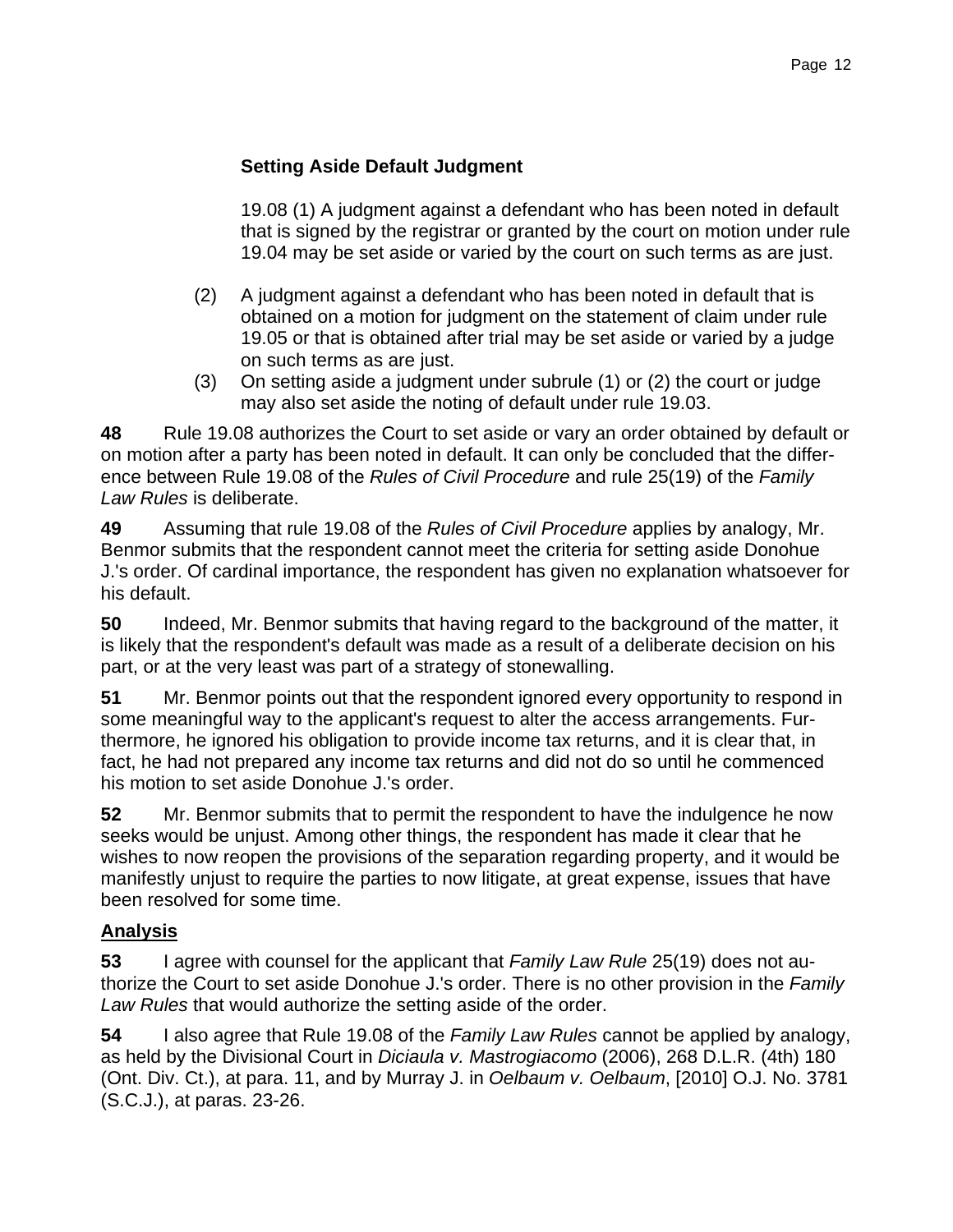**Setting Aside Default Judgment**

> 19.08 (1) A judgment against a defendant who has been noted in default that is signed by the registrar or granted by the court on motion under rule 19.04 may be set aside or varied by the court on such terms as are just.
>
> (2) A judgment against a defendant who has been noted in default that is obtained on a motion for judgment on the statement of claim under rule 19.05 or that is obtained after trial may be set aside or varied by a judge on such terms as are just.
>
> (3) On setting aside a judgment under subrule (1) or (2) the court or judge may also set aside the noting of default under rule 19.03.

**48** Rule 19.08 authorizes the Court to set aside or vary an order obtained by default or on motion after a party has been noted in default. It can only be concluded that the difference between Rule 19.08 of the *Rules of Civil Procedure* and rule 25(19) of the *Family Law Rules* is deliberate.

**49** Assuming that rule 19.08 of the *Rules of Civil Procedure* applies by analogy, Mr. Benmor submits that the respondent cannot meet the criteria for setting aside Donohue J.'s order. Of cardinal importance, the respondent has given no explanation whatsoever for his default.

**50** Indeed, Mr. Benmor submits that having regard to the background of the matter, it is likely that the respondent's default was made as a result of a deliberate decision on his part, or at the very least was part of a strategy of stonewalling.

**51** Mr. Benmor points out that the respondent ignored every opportunity to respond in some meaningful way to the applicant's request to alter the access arrangements. Furthermore, he ignored his obligation to provide income tax returns, and it is clear that, in fact, he had not prepared any income tax returns and did not do so until he commenced his motion to set aside Donohue J.'s order.

**52** Mr. Benmor submits that to permit the respondent to have the indulgence he now seeks would be unjust. Among other things, the respondent has made it clear that he wishes to now reopen the provisions of the separation regarding property, and it would be manifestly unjust to require the parties to now litigate, at great expense, issues that have been resolved for some time.

## Analysis

**53** I agree with counsel for the applicant that *Family Law Rule* 25(19) does not authorize the Court to set aside Donohue J.'s order. There is no other provision in the *Family Law Rules* that would authorize the setting aside of the order.

**54** I also agree that Rule 19.08 of the *Family Law Rules* cannot be applied by analogy, as held by the Divisional Court in *Diciaula v. Mastrogiacomo* (2006), 268 D.L.R. (4th) 180 (Ont. Div. Ct.), at para. 11, and by Murray J. in *Oelbaum v. Oelbaum*, [2010] O.J. No. 3781 (S.C.J.), at paras. 23-26.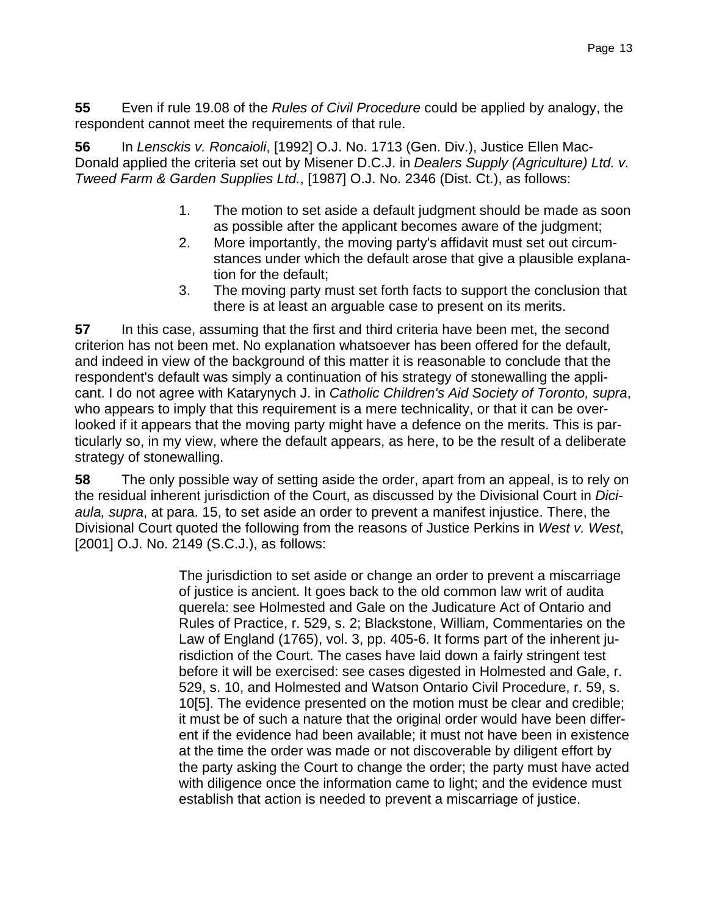**55** Even if rule 19.08 of the *Rules of Civil Procedure* could be applied by analogy, the respondent cannot meet the requirements of that rule.

**56** In *Lensckis v. Roncaioli*, [1992] O.J. No. 1713 (Gen. Div.), Justice Ellen MacDonald applied the criteria set out by Misener D.C.J. in *Dealers Supply (Agriculture) Ltd. v. Tweed Farm & Garden Supplies Ltd.*, [1987] O.J. No. 2346 (Dist. Ct.), as follows:

> 1. The motion to set aside a default judgment should be made as soon as possible after the applicant becomes aware of the judgment;
> 2. More importantly, the moving party's affidavit must set out circumstances under which the default arose that give a plausible explanation for the default;
> 3. The moving party must set forth facts to support the conclusion that there is at least an arguable case to present on its merits.

**57** In this case, assuming that the first and third criteria have been met, the second criterion has not been met. No explanation whatsoever has been offered for the default, and indeed in view of the background of this matter it is reasonable to conclude that the respondent's default was simply a continuation of his strategy of stonewalling the applicant. I do not agree with Katarynych J. in *Catholic Children's Aid Society of Toronto, supra*, who appears to imply that this requirement is a mere technicality, or that it can be overlooked if it appears that the moving party might have a defence on the merits. This is particularly so, in my view, where the default appears, as here, to be the result of a deliberate strategy of stonewalling.

**58** The only possible way of setting aside the order, apart from an appeal, is to rely on the residual inherent jurisdiction of the Court, as discussed by the Divisional Court in *Diciaula, supra*, at para. 15, to set aside an order to prevent a manifest injustice. There, the Divisional Court quoted the following from the reasons of Justice Perkins in *West v. West*, [2001] O.J. No. 2149 (S.C.J.), as follows:

> The jurisdiction to set aside or change an order to prevent a miscarriage of justice is ancient. It goes back to the old common law writ of audita querela: see Holmested and Gale on the Judicature Act of Ontario and Rules of Practice, r. 529, s. 2; Blackstone, William, Commentaries on the Law of England (1765), vol. 3, pp. 405-6. It forms part of the inherent jurisdiction of the Court. The cases have laid down a fairly stringent test before it will be exercised: see cases digested in Holmested and Gale, r. 529, s. 10, and Holmested and Watson Ontario Civil Procedure, r. 59, s. 10[5]. The evidence presented on the motion must be clear and credible; it must be of such a nature that the original order would have been different if the evidence had been available; it must not have been in existence at the time the order was made or not discoverable by diligent effort by the party asking the Court to change the order; the party must have acted with diligence once the information came to light; and the evidence must establish that action is needed to prevent a miscarriage of justice.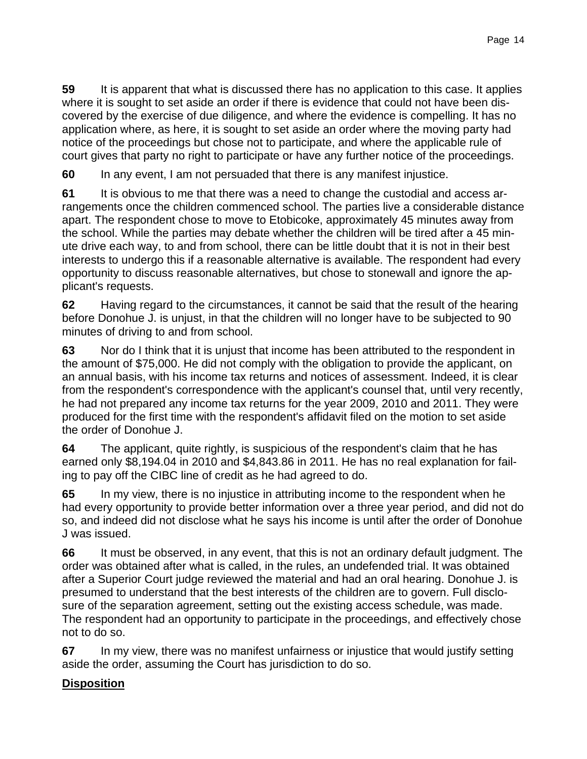**59** It is apparent that what is discussed there has no application to this case. It applies where it is sought to set aside an order if there is evidence that could not have been discovered by the exercise of due diligence, and where the evidence is compelling. It has no application where, as here, it is sought to set aside an order where the moving party had notice of the proceedings but chose not to participate, and where the applicable rule of court gives that party no right to participate or have any further notice of the proceedings.

**60** In any event, I am not persuaded that there is any manifest injustice.

**61** It is obvious to me that there was a need to change the custodial and access arrangements once the children commenced school. The parties live a considerable distance apart. The respondent chose to move to Etobicoke, approximately 45 minutes away from the school. While the parties may debate whether the children will be tired after a 45 minute drive each way, to and from school, there can be little doubt that it is not in their best interests to undergo this if a reasonable alternative is available. The respondent had every opportunity to discuss reasonable alternatives, but chose to stonewall and ignore the applicant's requests.

**62** Having regard to the circumstances, it cannot be said that the result of the hearing before Donohue J. is unjust, in that the children will no longer have to be subjected to 90 minutes of driving to and from school.

**63** Nor do I think that it is unjust that income has been attributed to the respondent in the amount of $75,000. He did not comply with the obligation to provide the applicant, on an annual basis, with his income tax returns and notices of assessment. Indeed, it is clear from the respondent's correspondence with the applicant's counsel that, until very recently, he had not prepared any income tax returns for the year 2009, 2010 and 2011. They were produced for the first time with the respondent's affidavit filed on the motion to set aside the order of Donohue J.

**64** The applicant, quite rightly, is suspicious of the respondent's claim that he has earned only $8,194.04 in 2010 and $4,843.86 in 2011. He has no real explanation for failing to pay off the CIBC line of credit as he had agreed to do.

**65** In my view, there is no injustice in attributing income to the respondent when he had every opportunity to provide better information over a three year period, and did not do so, and indeed did not disclose what he says his income is until after the order of Donohue J was issued.

**66** It must be observed, in any event, that this is not an ordinary default judgment. The order was obtained after what is called, in the rules, an undefended trial. It was obtained after a Superior Court judge reviewed the material and had an oral hearing. Donohue J. is presumed to understand that the best interests of the children are to govern. Full disclosure of the separation agreement, setting out the existing access schedule, was made. The respondent had an opportunity to participate in the proceedings, and effectively chose not to do so.

**67** In my view, there was no manifest unfairness or injustice that would justify setting aside the order, assuming the Court has jurisdiction to do so.

## Disposition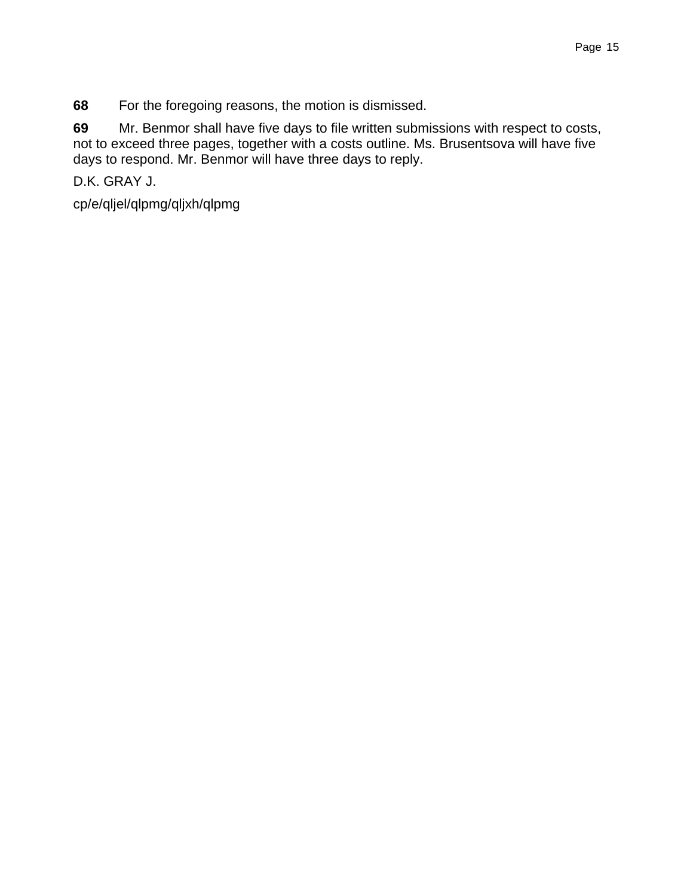**68** For the foregoing reasons, the motion is dismissed.

**69** Mr. Benmor shall have five days to file written submissions with respect to costs, not to exceed three pages, together with a costs outline. Ms. Brusentsova will have five days to respond. Mr. Benmor will have three days to reply.

D.K. GRAY J.

cp/e/qljel/qlpmg/qljxh/qlpmg